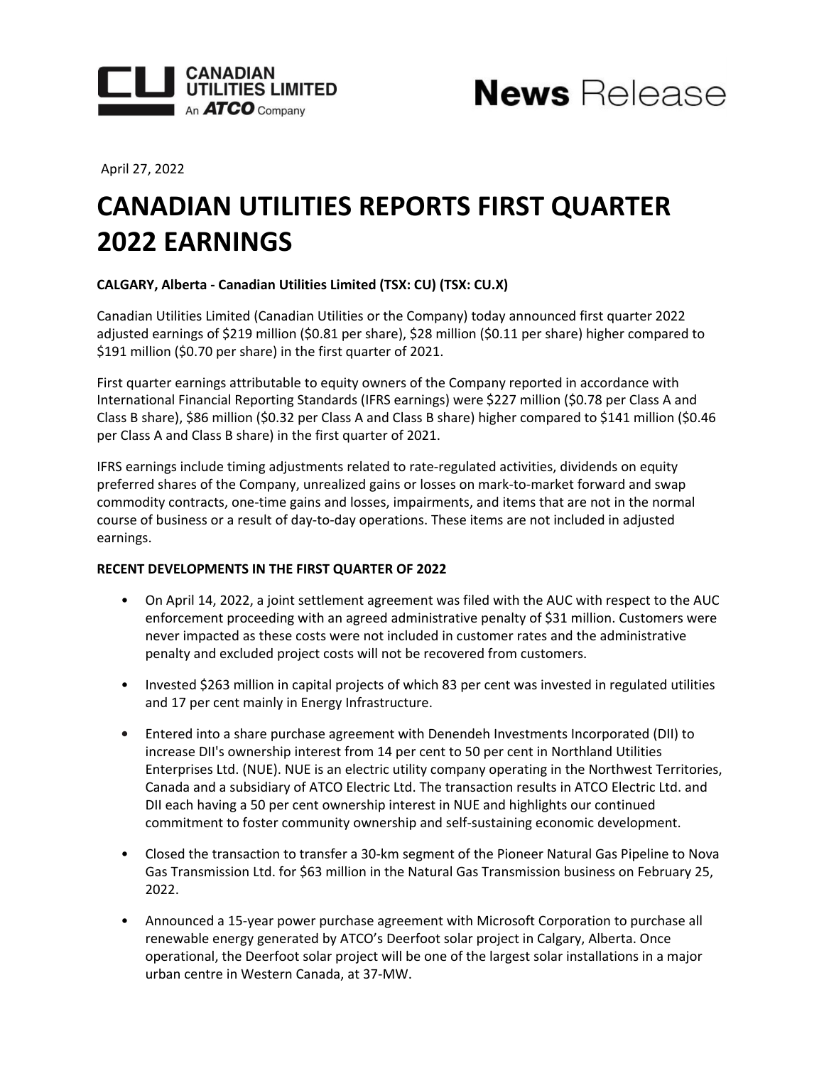CANADIAN UTILITIES LIMITED
An ATCO Company

**News** Release

April 27, 2022

# CANADIAN UTILITIES REPORTS FIRST QUARTER 2022 EARNINGS

**CALGARY, Alberta - Canadian Utilities Limited (TSX: CU) (TSX: CU.X)**

Canadian Utilities Limited (Canadian Utilities or the Company) today announced first quarter 2022 adjusted earnings of $219 million ($0.81 per share), $28 million ($0.11 per share) higher compared to $191 million ($0.70 per share) in the first quarter of 2021.

First quarter earnings attributable to equity owners of the Company reported in accordance with International Financial Reporting Standards (IFRS earnings) were $227 million ($0.78 per Class A and Class B share), $86 million ($0.32 per Class A and Class B share) higher compared to $141 million ($0.46 per Class A and Class B share) in the first quarter of 2021.

IFRS earnings include timing adjustments related to rate-regulated activities, dividends on equity preferred shares of the Company, unrealized gains or losses on mark-to-market forward and swap commodity contracts, one-time gains and losses, impairments, and items that are not in the normal course of business or a result of day-to-day operations. These items are not included in adjusted earnings.

**RECENT DEVELOPMENTS IN THE FIRST QUARTER OF 2022**

- On April 14, 2022, a joint settlement agreement was filed with the AUC with respect to the AUC enforcement proceeding with an agreed administrative penalty of $31 million. Customers were never impacted as these costs were not included in customer rates and the administrative penalty and excluded project costs will not be recovered from customers.
- Invested $263 million in capital projects of which 83 per cent was invested in regulated utilities and 17 per cent mainly in Energy Infrastructure.
- Entered into a share purchase agreement with Denendeh Investments Incorporated (DII) to increase DII's ownership interest from 14 per cent to 50 per cent in Northland Utilities Enterprises Ltd. (NUE). NUE is an electric utility company operating in the Northwest Territories, Canada and a subsidiary of ATCO Electric Ltd. The transaction results in ATCO Electric Ltd. and DII each having a 50 per cent ownership interest in NUE and highlights our continued commitment to foster community ownership and self-sustaining economic development.
- Closed the transaction to transfer a 30-km segment of the Pioneer Natural Gas Pipeline to Nova Gas Transmission Ltd. for $63 million in the Natural Gas Transmission business on February 25, 2022.
- Announced a 15-year power purchase agreement with Microsoft Corporation to purchase all renewable energy generated by ATCO's Deerfoot solar project in Calgary, Alberta. Once operational, the Deerfoot solar project will be one of the largest solar installations in a major urban centre in Western Canada, at 37-MW.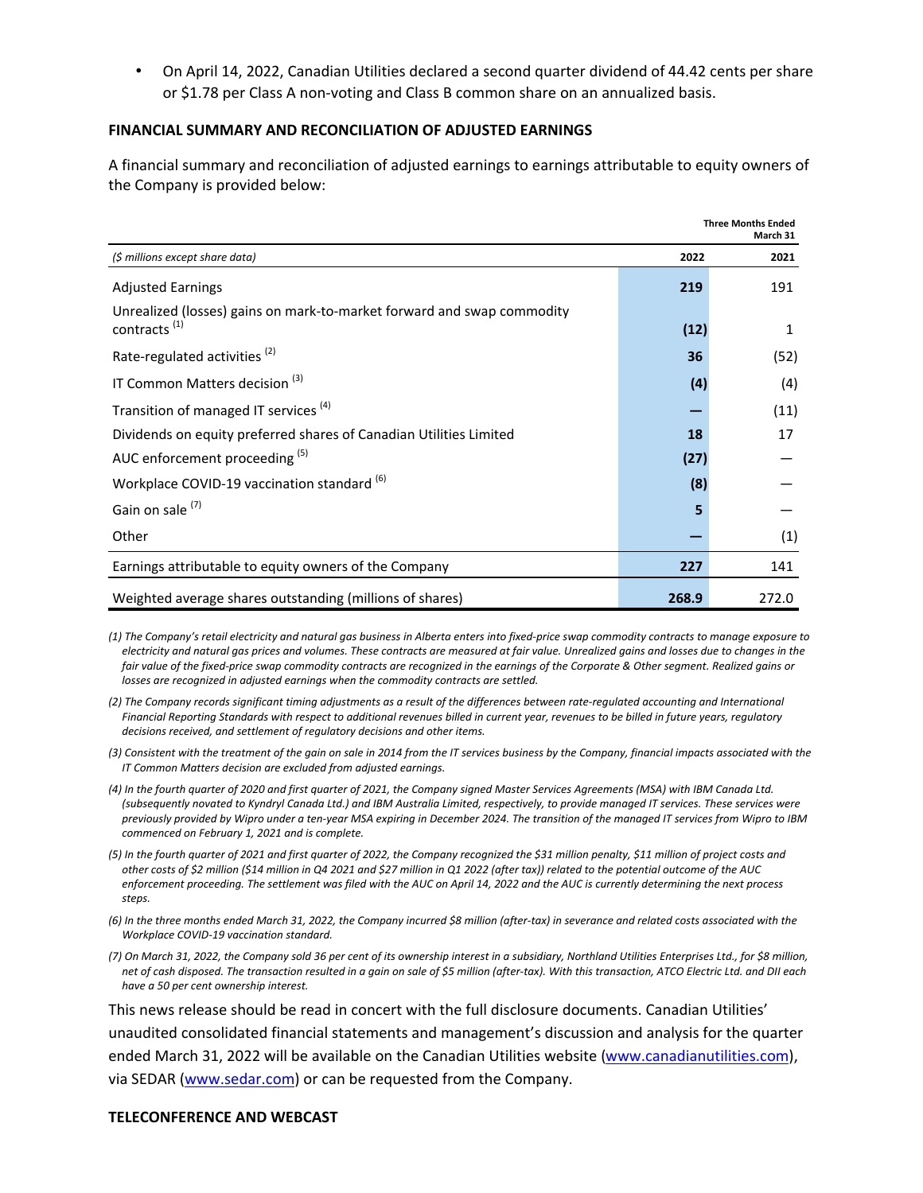- On April 14, 2022, Canadian Utilities declared a second quarter dividend of 44.42 cents per share or $1.78 per Class A non-voting and Class B common share on an annualized basis.

**FINANCIAL SUMMARY AND RECONCILIATION OF ADJUSTED EARNINGS**

A financial summary and reconciliation of adjusted earnings to earnings attributable to equity owners of the Company is provided below:

| | Three Months Ended March 31 | |
|---|---|---|
| *($ millions except share data)* | **2022** | **2021** |
| Adjusted Earnings | **219** | 191 |
| Unrealized (losses) gains on mark-to-market forward and swap commodity contracts [(1)] | **(12)** | 1 |
| Rate-regulated activities [(2)] | **36** | (52) |
| IT Common Matters decision [(3)] | **(4)** | (4) |
| Transition of managed IT services [(4)] | **—** | (11) |
| Dividends on equity preferred shares of Canadian Utilities Limited | **18** | 17 |
| AUC enforcement proceeding [(5)] | **(27)** | — |
| Workplace COVID-19 vaccination standard [(6)] | **(8)** | — |
| Gain on sale [(7)] | **5** | — |
| Other | **—** | (1) |
| Earnings attributable to equity owners of the Company | **227** | 141 |
| Weighted average shares outstanding (millions of shares) | **268.9** | 272.0 |

*(1) The Company's retail electricity and natural gas business in Alberta enters into fixed-price swap commodity contracts to manage exposure to electricity and natural gas prices and volumes. These contracts are measured at fair value. Unrealized gains and losses due to changes in the fair value of the fixed-price swap commodity contracts are recognized in the earnings of the Corporate & Other segment. Realized gains or losses are recognized in adjusted earnings when the commodity contracts are settled.*

*(2) The Company records significant timing adjustments as a result of the differences between rate-regulated accounting and International Financial Reporting Standards with respect to additional revenues billed in current year, revenues to be billed in future years, regulatory decisions received, and settlement of regulatory decisions and other items.*

*(3) Consistent with the treatment of the gain on sale in 2014 from the IT services business by the Company, financial impacts associated with the IT Common Matters decision are excluded from adjusted earnings.*

*(4) In the fourth quarter of 2020 and first quarter of 2021, the Company signed Master Services Agreements (MSA) with IBM Canada Ltd. (subsequently novated to Kyndryl Canada Ltd.) and IBM Australia Limited, respectively, to provide managed IT services. These services were previously provided by Wipro under a ten-year MSA expiring in December 2024. The transition of the managed IT services from Wipro to IBM commenced on February 1, 2021 and is complete.*

*(5) In the fourth quarter of 2021 and first quarter of 2022, the Company recognized the $31 million penalty, $11 million of project costs and other costs of $2 million ($14 million in Q4 2021 and $27 million in Q1 2022 (after tax)) related to the potential outcome of the AUC enforcement proceeding. The settlement was filed with the AUC on April 14, 2022 and the AUC is currently determining the next process steps.*

*(6) In the three months ended March 31, 2022, the Company incurred $8 million (after-tax) in severance and related costs associated with the Workplace COVID-19 vaccination standard.*

*(7) On March 31, 2022, the Company sold 36 per cent of its ownership interest in a subsidiary, Northland Utilities Enterprises Ltd., for $8 million, net of cash disposed. The transaction resulted in a gain on sale of $5 million (after-tax). With this transaction, ATCO Electric Ltd. and DII each have a 50 per cent ownership interest.*

This news release should be read in concert with the full disclosure documents. Canadian Utilities' unaudited consolidated financial statements and management's discussion and analysis for the quarter ended March 31, 2022 will be available on the Canadian Utilities website (www.canadianutilities.com), via SEDAR (www.sedar.com) or can be requested from the Company.

**TELECONFERENCE AND WEBCAST**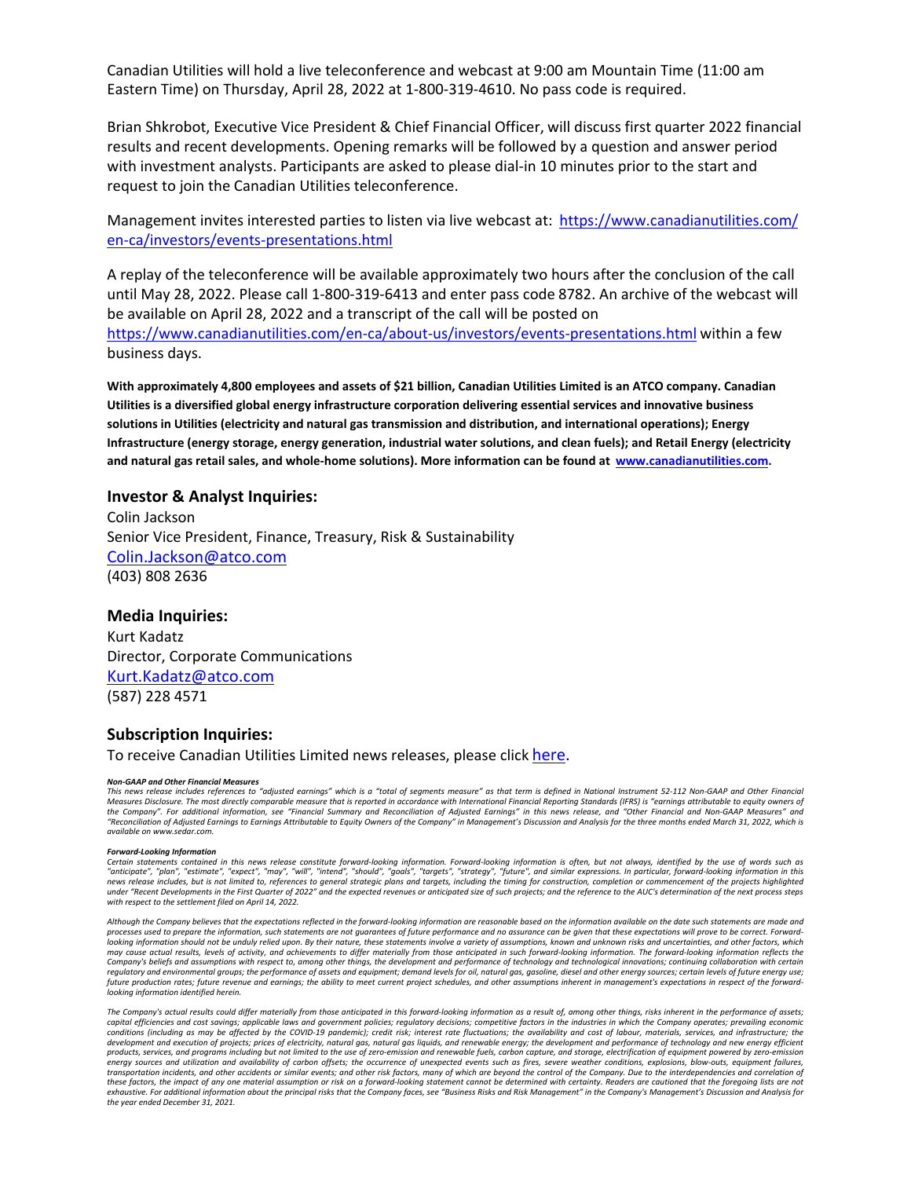Canadian Utilities will hold a live teleconference and webcast at 9:00 am Mountain Time (11:00 am Eastern Time) on Thursday, April 28, 2022 at 1-800-319-4610. No pass code is required.

Brian Shkrobot, Executive Vice President & Chief Financial Officer, will discuss first quarter 2022 financial results and recent developments. Opening remarks will be followed by a question and answer period with investment analysts. Participants are asked to please dial-in 10 minutes prior to the start and request to join the Canadian Utilities teleconference.

Management invites interested parties to listen via live webcast at: [https://www.canadianutilities.com/en-ca/investors/events-presentations.html](https://www.canadianutilities.com/en-ca/investors/events-presentations.html)

A replay of the teleconference will be available approximately two hours after the conclusion of the call until May 28, 2022. Please call 1-800-319-6413 and enter pass code 8782. An archive of the webcast will be available on April 28, 2022 and a transcript of the call will be posted on [https://www.canadianutilities.com/en-ca/about-us/investors/events-presentations.html](https://www.canadianutilities.com/en-ca/about-us/investors/events-presentations.html) within a few business days.

**With approximately 4,800 employees and assets of $21 billion, Canadian Utilities Limited is an ATCO company. Canadian Utilities is a diversified global energy infrastructure corporation delivering essential services and innovative business solutions in Utilities (electricity and natural gas transmission and distribution, and international operations); Energy Infrastructure (energy storage, energy generation, industrial water solutions, and clean fuels); and Retail Energy (electricity and natural gas retail sales, and whole-home solutions). More information can be found at [www.canadianutilities.com](www.canadianutilities.com).**

### Investor & Analyst Inquiries:

Colin Jackson
Senior Vice President, Finance, Treasury, Risk & Sustainability
Colin.Jackson@atco.com
(403) 808 2636

### Media Inquiries:

Kurt Kadatz
Director, Corporate Communications
Kurt.Kadatz@atco.com
(587) 228 4571

### Subscription Inquiries:

To receive Canadian Utilities Limited news releases, please click here.

***Non-GAAP and Other Financial Measures***

*This news release includes references to "adjusted earnings" which is a "total of segments measure" as that term is defined in National Instrument 52-112 Non-GAAP and Other Financial Measures Disclosure. The most directly comparable measure that is reported in accordance with International Financial Reporting Standards (IFRS) is "earnings attributable to equity owners of the Company". For additional information, see "Financial Summary and Reconciliation of Adjusted Earnings" in this news release, and "Other Financial and Non-GAAP Measures" and "Reconciliation of Adjusted Earnings to Earnings Attributable to Equity Owners of the Company" in Management's Discussion and Analysis for the three months ended March 31, 2022, which is available on www.sedar.com.*

***Forward-Looking Information***

*Certain statements contained in this news release constitute forward-looking information. Forward-looking information is often, but not always, identified by the use of words such as "anticipate", "plan", "estimate", "expect", "may", "will", "intend", "should", "goals", "targets", "strategy", "future", and similar expressions. In particular, forward-looking information in this news release includes, but is not limited to, references to general strategic plans and targets, including the timing for construction, completion or commencement of the projects highlighted under "Recent Developments in the First Quarter of 2022" and the expected revenues or anticipated size of such projects; and the reference to the AUC's determination of the next process steps with respect to the settlement filed on April 14, 2022.*

*Although the Company believes that the expectations reflected in the forward-looking information are reasonable based on the information available on the date such statements are made and processes used to prepare the information, such statements are not guarantees of future performance and no assurance can be given that these expectations will prove to be correct. Forward-looking information should not be unduly relied upon. By their nature, these statements involve a variety of assumptions, known and unknown risks and uncertainties, and other factors, which may cause actual results, levels of activity, and achievements to differ materially from those anticipated in such forward-looking information. The forward-looking information reflects the Company's beliefs and assumptions with respect to, among other things, the development and performance of technology and technological innovations; continuing collaboration with certain regulatory and environmental groups; the performance of assets and equipment; demand levels for oil, natural gas, gasoline, diesel and other energy sources; certain levels of future energy use; future production rates; future revenue and earnings; the ability to meet current project schedules, and other assumptions inherent in management's expectations in respect of the forward-looking information identified herein.*

*The Company's actual results could differ materially from those anticipated in this forward-looking information as a result of, among other things, risks inherent in the performance of assets; capital efficiencies and cost savings; applicable laws and government policies; regulatory decisions; competitive factors in the industries in which the Company operates; prevailing economic conditions (including as may be affected by the COVID-19 pandemic); credit risk; interest rate fluctuations; the availability and cost of labour, materials, services, and infrastructure; the development and execution of projects; prices of electricity, natural gas, natural gas liquids, and renewable energy; the development and performance of technology and new energy efficient products, services, and programs including but not limited to the use of zero-emission and renewable fuels, carbon capture, and storage, electrification of equipment powered by zero-emission energy sources and utilization and availability of carbon offsets; the occurrence of unexpected events such as fires, severe weather conditions, explosions, blow-outs, equipment failures, transportation incidents, and other accidents or similar events; and other risk factors, many of which are beyond the control of the Company. Due to the interdependencies and correlation of these factors, the impact of any one material assumption or risk on a forward-looking statement cannot be determined with certainty. Readers are cautioned that the foregoing lists are not exhaustive. For additional information about the principal risks that the Company faces, see "Business Risks and Risk Management" in the Company's Management's Discussion and Analysis for the year ended December 31, 2021.*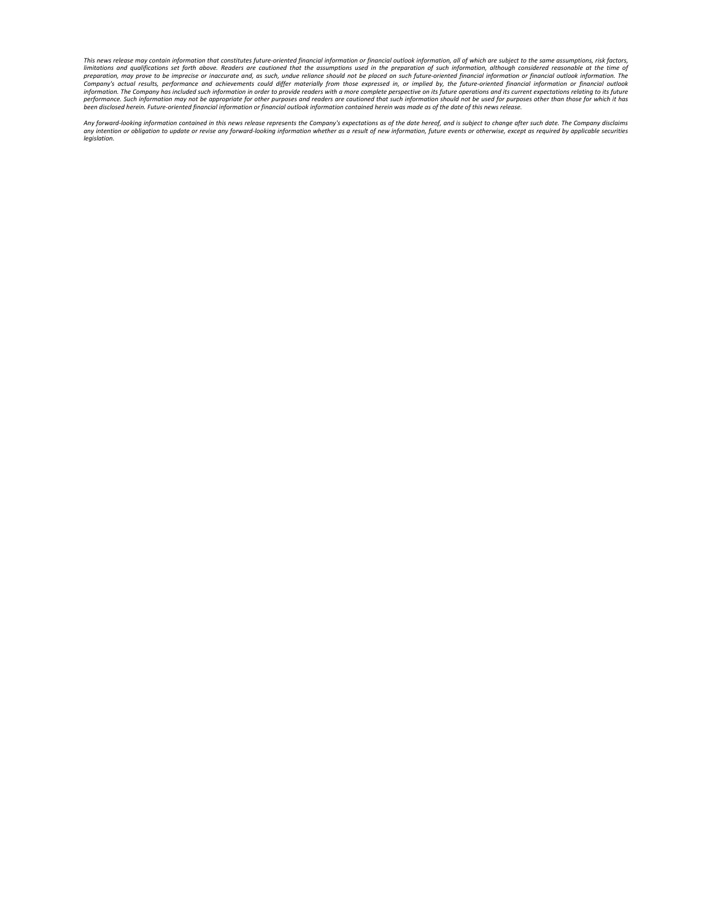*This news release may contain information that constitutes future-oriented financial information or financial outlook information, all of which are subject to the same assumptions, risk factors, limitations and qualifications set forth above. Readers are cautioned that the assumptions used in the preparation of such information, although considered reasonable at the time of preparation, may prove to be imprecise or inaccurate and, as such, undue reliance should not be placed on such future-oriented financial information or financial outlook information. The Company's actual results, performance and achievements could differ materially from those expressed in, or implied by, the future-oriented financial information or financial outlook information. The Company has included such information in order to provide readers with a more complete perspective on its future operations and its current expectations relating to its future performance. Such information may not be appropriate for other purposes and readers are cautioned that such information should not be used for purposes other than those for which it has been disclosed herein. Future-oriented financial information or financial outlook information contained herein was made as of the date of this news release.*

*Any forward-looking information contained in this news release represents the Company's expectations as of the date hereof, and is subject to change after such date. The Company disclaims any intention or obligation to update or revise any forward-looking information whether as a result of new information, future events or otherwise, except as required by applicable securities legislation.*